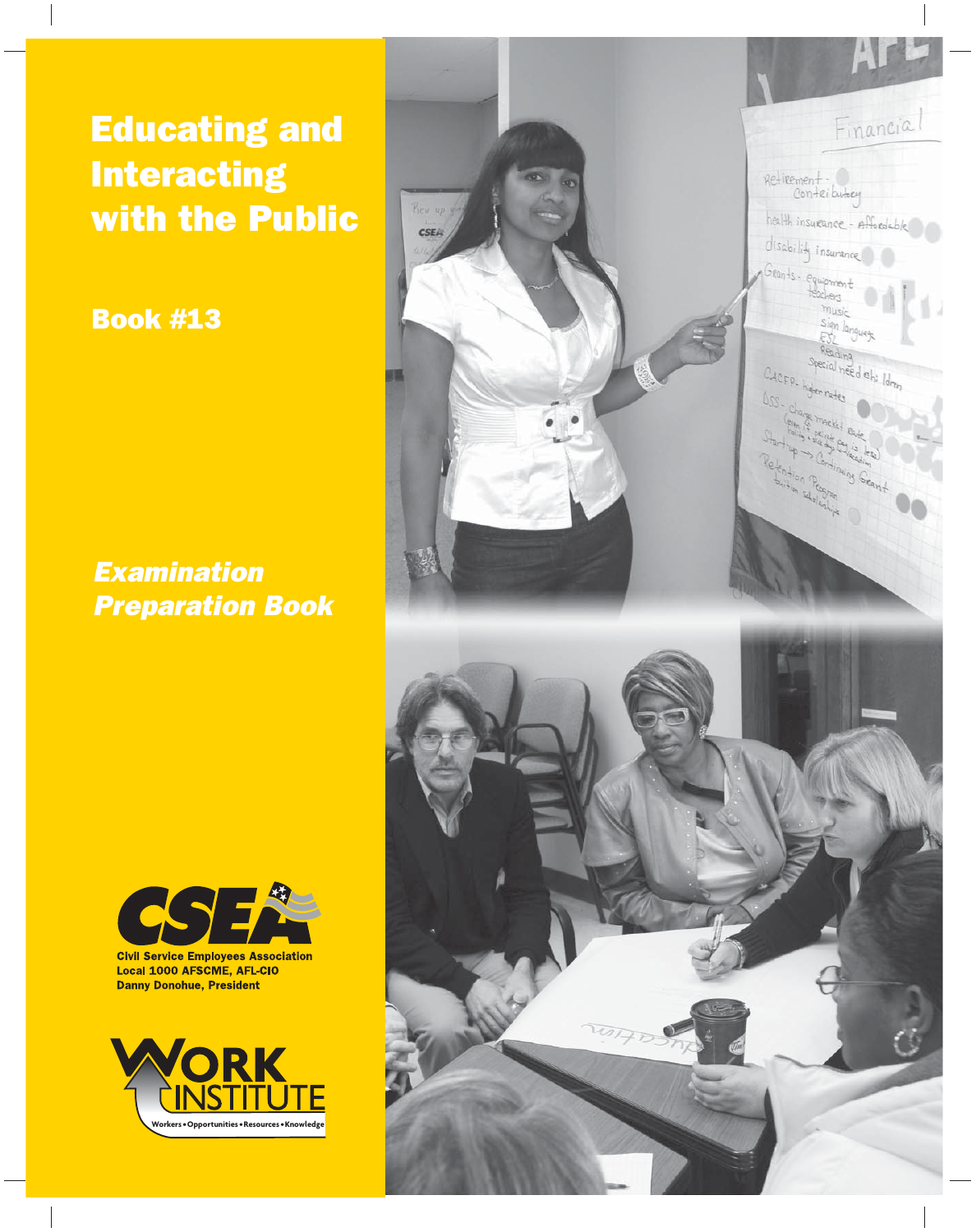# Educating and Interacting with the Public

## Book #13

***Examination Preparation Book***

**CSEA**
**Civil Service Employees Association**
**Local 1000 AFSCME, AFL-CIO**
**Danny Donohue, President**

**WORK INSTITUTE**
Workers • Opportunities • Resources • Knowledge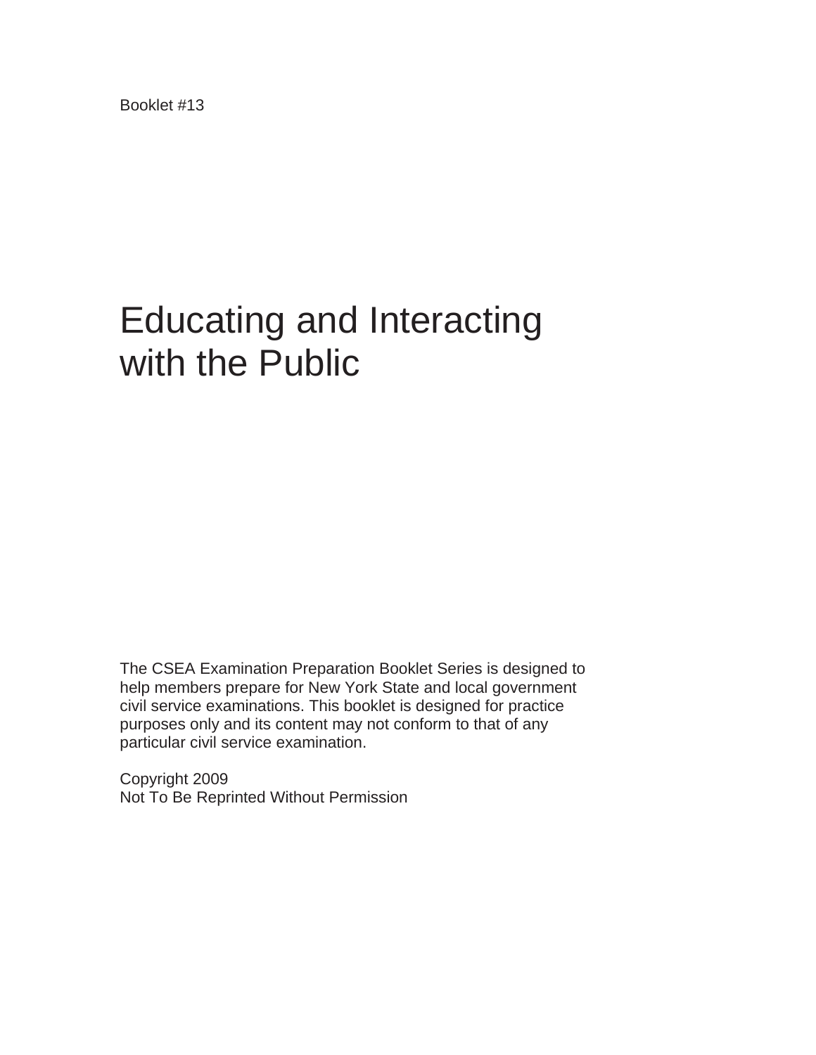Booklet #13

# Educating and Interacting with the Public

The CSEA Examination Preparation Booklet Series is designed to help members prepare for New York State and local government civil service examinations. This booklet is designed for practice purposes only and its content may not conform to that of any particular civil service examination.

Copyright 2009
Not To Be Reprinted Without Permission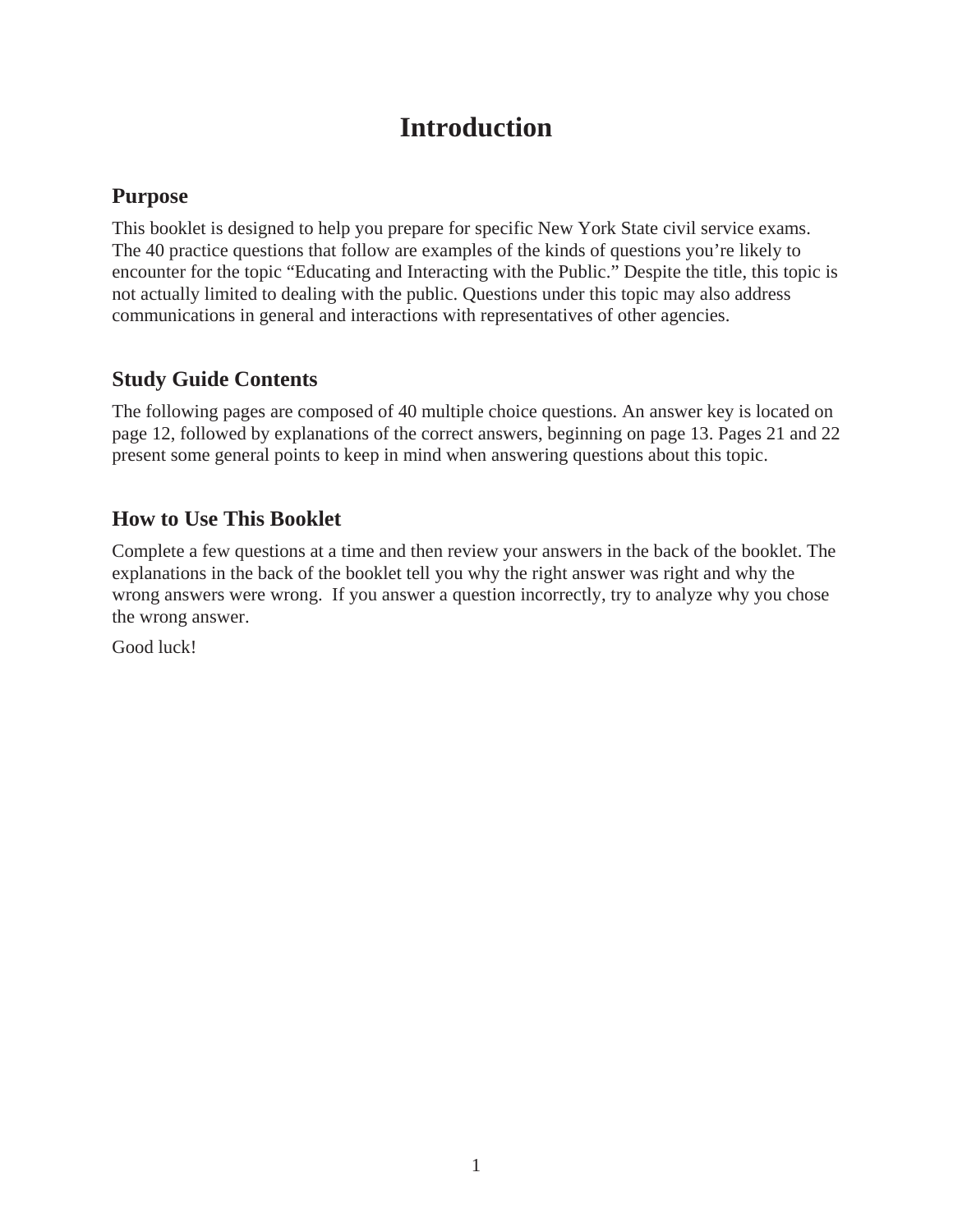# Introduction

## Purpose

This booklet is designed to help you prepare for specific New York State civil service exams. The 40 practice questions that follow are examples of the kinds of questions you're likely to encounter for the topic "Educating and Interacting with the Public." Despite the title, this topic is not actually limited to dealing with the public. Questions under this topic may also address communications in general and interactions with representatives of other agencies.

## Study Guide Contents

The following pages are composed of 40 multiple choice questions. An answer key is located on page 12, followed by explanations of the correct answers, beginning on page 13. Pages 21 and 22 present some general points to keep in mind when answering questions about this topic.

## How to Use This Booklet

Complete a few questions at a time and then review your answers in the back of the booklet. The explanations in the back of the booklet tell you why the right answer was right and why the wrong answers were wrong. If you answer a question incorrectly, try to analyze why you chose the wrong answer.

Good luck!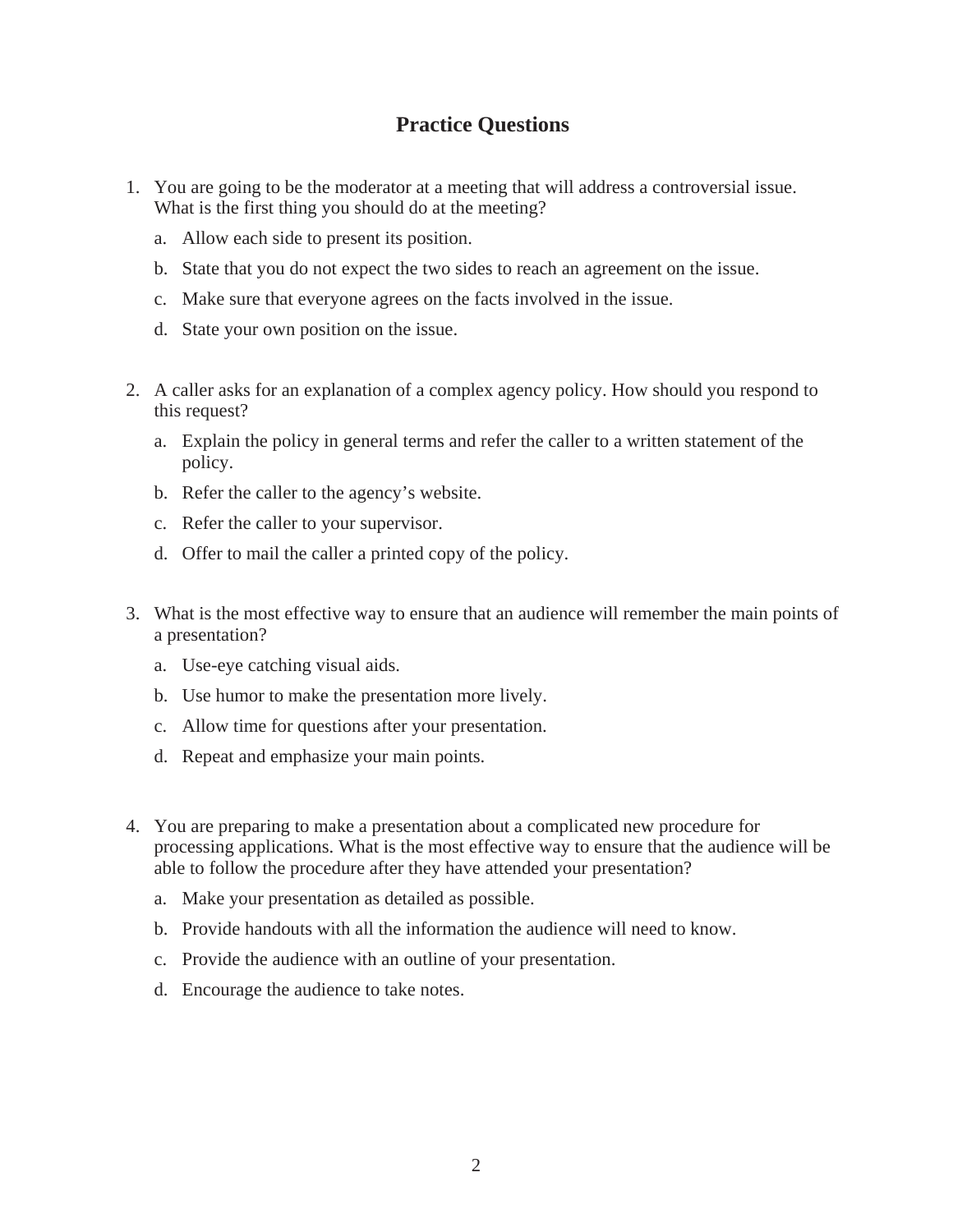# Practice Questions

1. You are going to be the moderator at a meeting that will address a controversial issue. What is the first thing you should do at the meeting?

   a. Allow each side to present its position.

   b. State that you do not expect the two sides to reach an agreement on the issue.

   c. Make sure that everyone agrees on the facts involved in the issue.

   d. State your own position on the issue.

2. A caller asks for an explanation of a complex agency policy. How should you respond to this request?

   a. Explain the policy in general terms and refer the caller to a written statement of the policy.

   b. Refer the caller to the agency's website.

   c. Refer the caller to your supervisor.

   d. Offer to mail the caller a printed copy of the policy.

3. What is the most effective way to ensure that an audience will remember the main points of a presentation?

   a. Use-eye catching visual aids.

   b. Use humor to make the presentation more lively.

   c. Allow time for questions after your presentation.

   d. Repeat and emphasize your main points.

4. You are preparing to make a presentation about a complicated new procedure for processing applications. What is the most effective way to ensure that the audience will be able to follow the procedure after they have attended your presentation?

   a. Make your presentation as detailed as possible.

   b. Provide handouts with all the information the audience will need to know.

   c. Provide the audience with an outline of your presentation.

   d. Encourage the audience to take notes.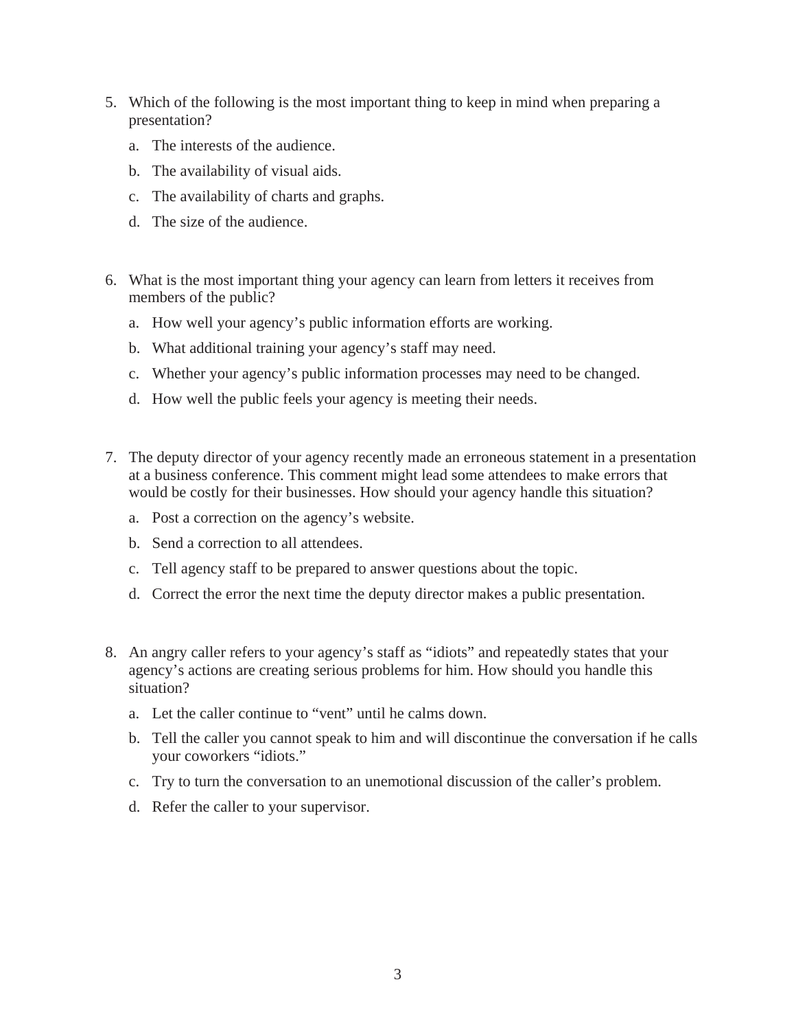5. Which of the following is the most important thing to keep in mind when preparing a presentation?

   a. The interests of the audience.

   b. The availability of visual aids.

   c. The availability of charts and graphs.

   d. The size of the audience.

6. What is the most important thing your agency can learn from letters it receives from members of the public?

   a. How well your agency's public information efforts are working.

   b. What additional training your agency's staff may need.

   c. Whether your agency's public information processes may need to be changed.

   d. How well the public feels your agency is meeting their needs.

7. The deputy director of your agency recently made an erroneous statement in a presentation at a business conference. This comment might lead some attendees to make errors that would be costly for their businesses. How should your agency handle this situation?

   a. Post a correction on the agency's website.

   b. Send a correction to all attendees.

   c. Tell agency staff to be prepared to answer questions about the topic.

   d. Correct the error the next time the deputy director makes a public presentation.

8. An angry caller refers to your agency's staff as "idiots" and repeatedly states that your agency's actions are creating serious problems for him. How should you handle this situation?

   a. Let the caller continue to "vent" until he calms down.

   b. Tell the caller you cannot speak to him and will discontinue the conversation if he calls your coworkers "idiots."

   c. Try to turn the conversation to an unemotional discussion of the caller's problem.

   d. Refer the caller to your supervisor.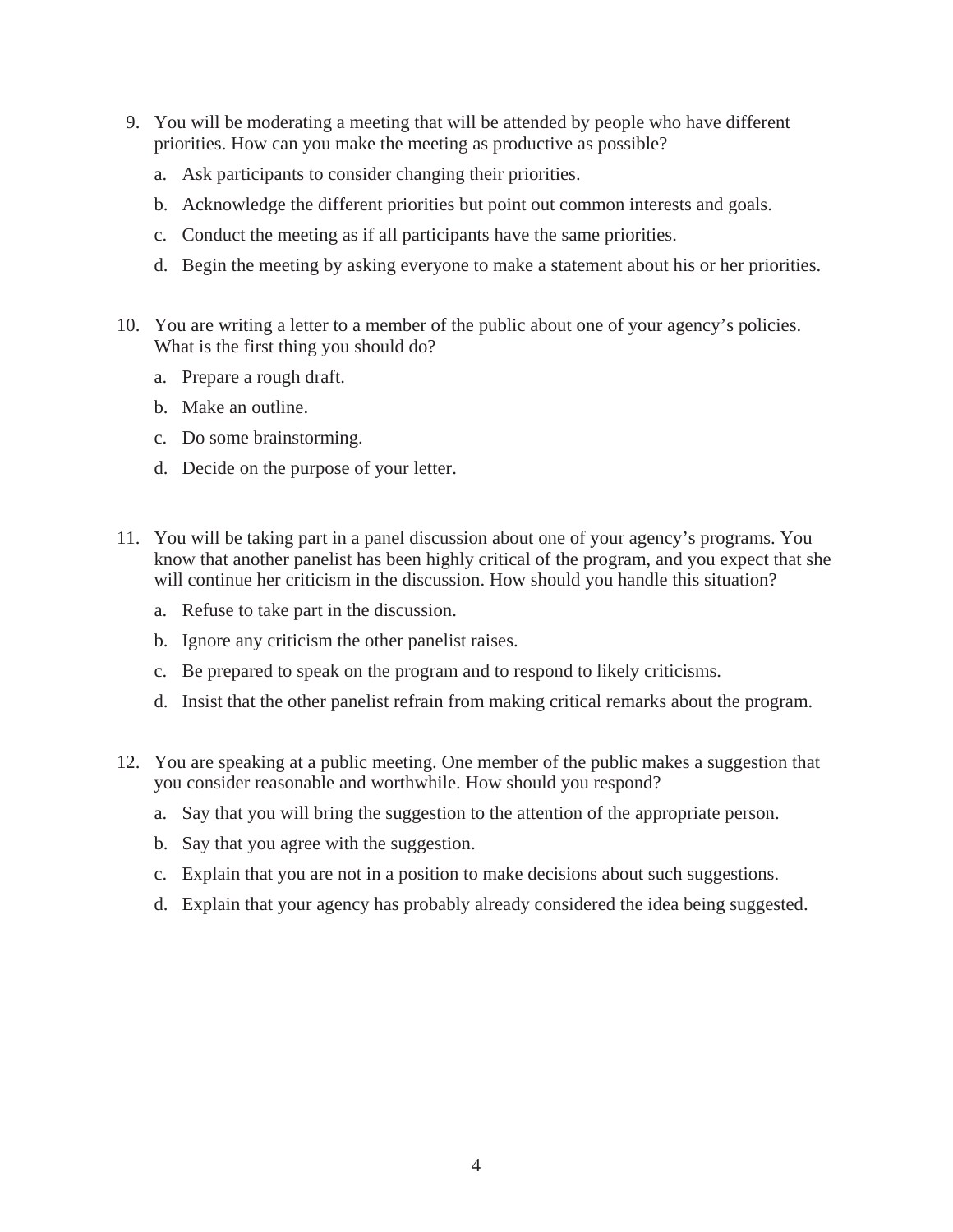9. You will be moderating a meeting that will be attended by people who have different priorities. How can you make the meeting as productive as possible?

   a. Ask participants to consider changing their priorities.

   b. Acknowledge the different priorities but point out common interests and goals.

   c. Conduct the meeting as if all participants have the same priorities.

   d. Begin the meeting by asking everyone to make a statement about his or her priorities.

10. You are writing a letter to a member of the public about one of your agency's policies. What is the first thing you should do?

    a. Prepare a rough draft.

    b. Make an outline.

    c. Do some brainstorming.

    d. Decide on the purpose of your letter.

11. You will be taking part in a panel discussion about one of your agency's programs. You know that another panelist has been highly critical of the program, and you expect that she will continue her criticism in the discussion. How should you handle this situation?

    a. Refuse to take part in the discussion.

    b. Ignore any criticism the other panelist raises.

    c. Be prepared to speak on the program and to respond to likely criticisms.

    d. Insist that the other panelist refrain from making critical remarks about the program.

12. You are speaking at a public meeting. One member of the public makes a suggestion that you consider reasonable and worthwhile. How should you respond?

    a. Say that you will bring the suggestion to the attention of the appropriate person.

    b. Say that you agree with the suggestion.

    c. Explain that you are not in a position to make decisions about such suggestions.

    d. Explain that your agency has probably already considered the idea being suggested.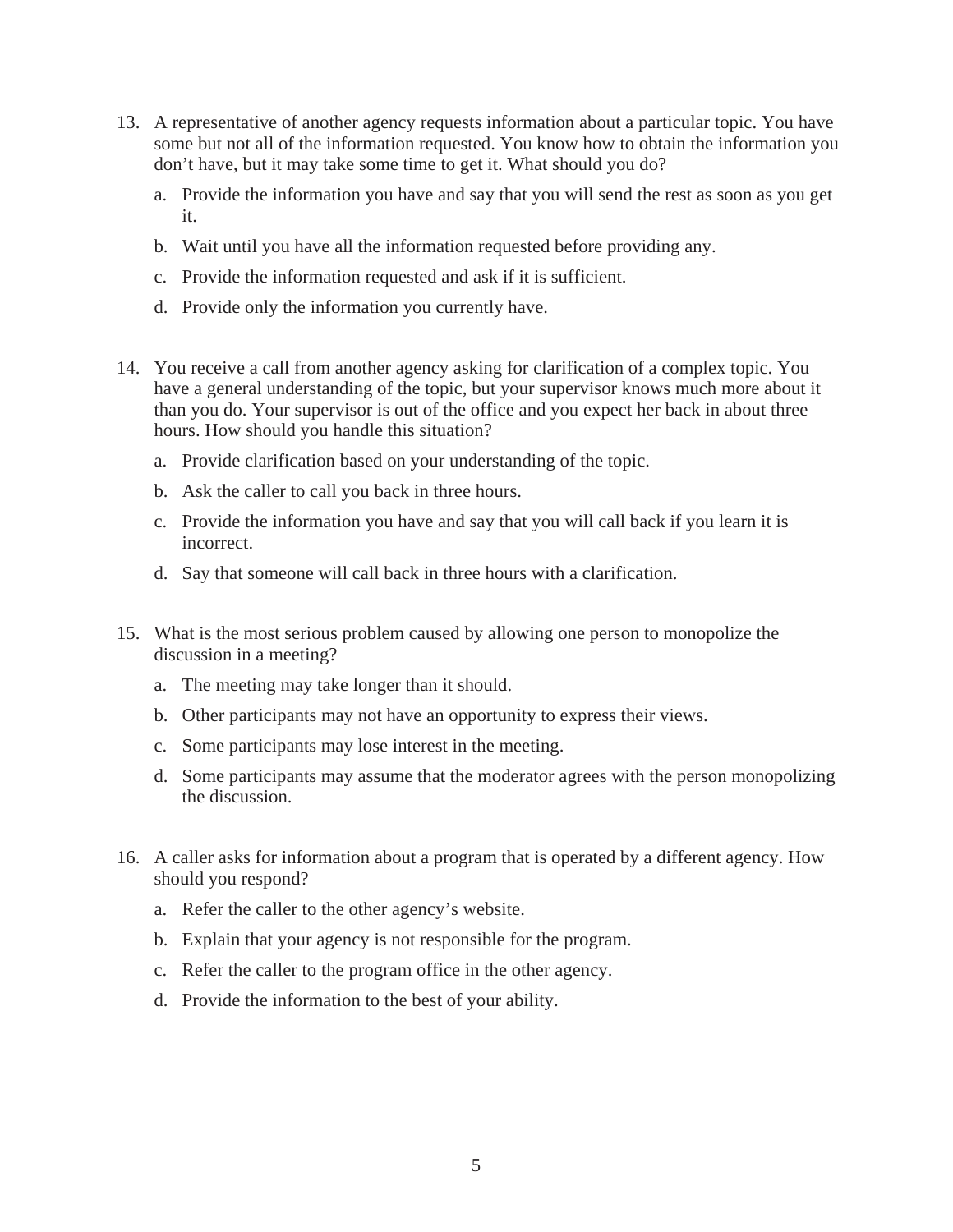13. A representative of another agency requests information about a particular topic. You have some but not all of the information requested. You know how to obtain the information you don't have, but it may take some time to get it. What should you do?

    a. Provide the information you have and say that you will send the rest as soon as you get it.

    b. Wait until you have all the information requested before providing any.

    c. Provide the information requested and ask if it is sufficient.

    d. Provide only the information you currently have.

14. You receive a call from another agency asking for clarification of a complex topic. You have a general understanding of the topic, but your supervisor knows much more about it than you do. Your supervisor is out of the office and you expect her back in about three hours. How should you handle this situation?

    a. Provide clarification based on your understanding of the topic.

    b. Ask the caller to call you back in three hours.

    c. Provide the information you have and say that you will call back if you learn it is incorrect.

    d. Say that someone will call back in three hours with a clarification.

15. What is the most serious problem caused by allowing one person to monopolize the discussion in a meeting?

    a. The meeting may take longer than it should.

    b. Other participants may not have an opportunity to express their views.

    c. Some participants may lose interest in the meeting.

    d. Some participants may assume that the moderator agrees with the person monopolizing the discussion.

16. A caller asks for information about a program that is operated by a different agency. How should you respond?

    a. Refer the caller to the other agency's website.

    b. Explain that your agency is not responsible for the program.

    c. Refer the caller to the program office in the other agency.

    d. Provide the information to the best of your ability.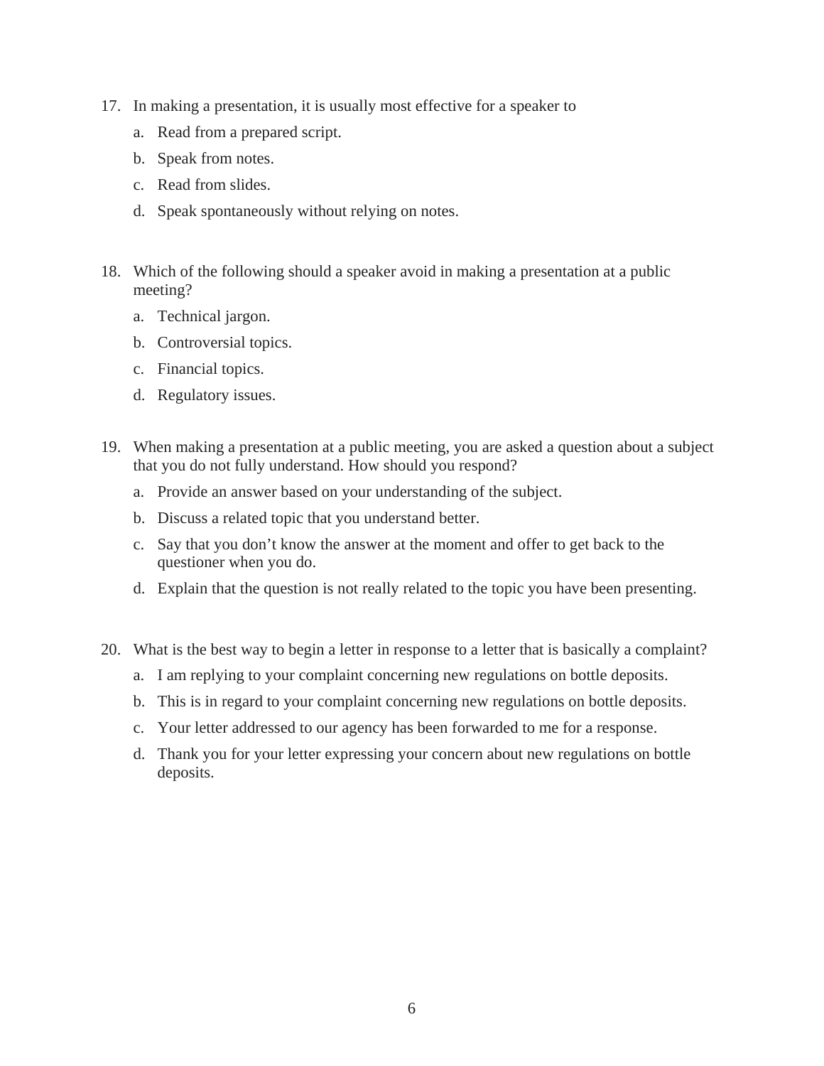17. In making a presentation, it is usually most effective for a speaker to

    a. Read from a prepared script.

    b. Speak from notes.

    c. Read from slides.

    d. Speak spontaneously without relying on notes.

18. Which of the following should a speaker avoid in making a presentation at a public meeting?

    a. Technical jargon.

    b. Controversial topics.

    c. Financial topics.

    d. Regulatory issues.

19. When making a presentation at a public meeting, you are asked a question about a subject that you do not fully understand. How should you respond?

    a. Provide an answer based on your understanding of the subject.

    b. Discuss a related topic that you understand better.

    c. Say that you don't know the answer at the moment and offer to get back to the questioner when you do.

    d. Explain that the question is not really related to the topic you have been presenting.

20. What is the best way to begin a letter in response to a letter that is basically a complaint?

    a. I am replying to your complaint concerning new regulations on bottle deposits.

    b. This is in regard to your complaint concerning new regulations on bottle deposits.

    c. Your letter addressed to our agency has been forwarded to me for a response.

    d. Thank you for your letter expressing your concern about new regulations on bottle deposits.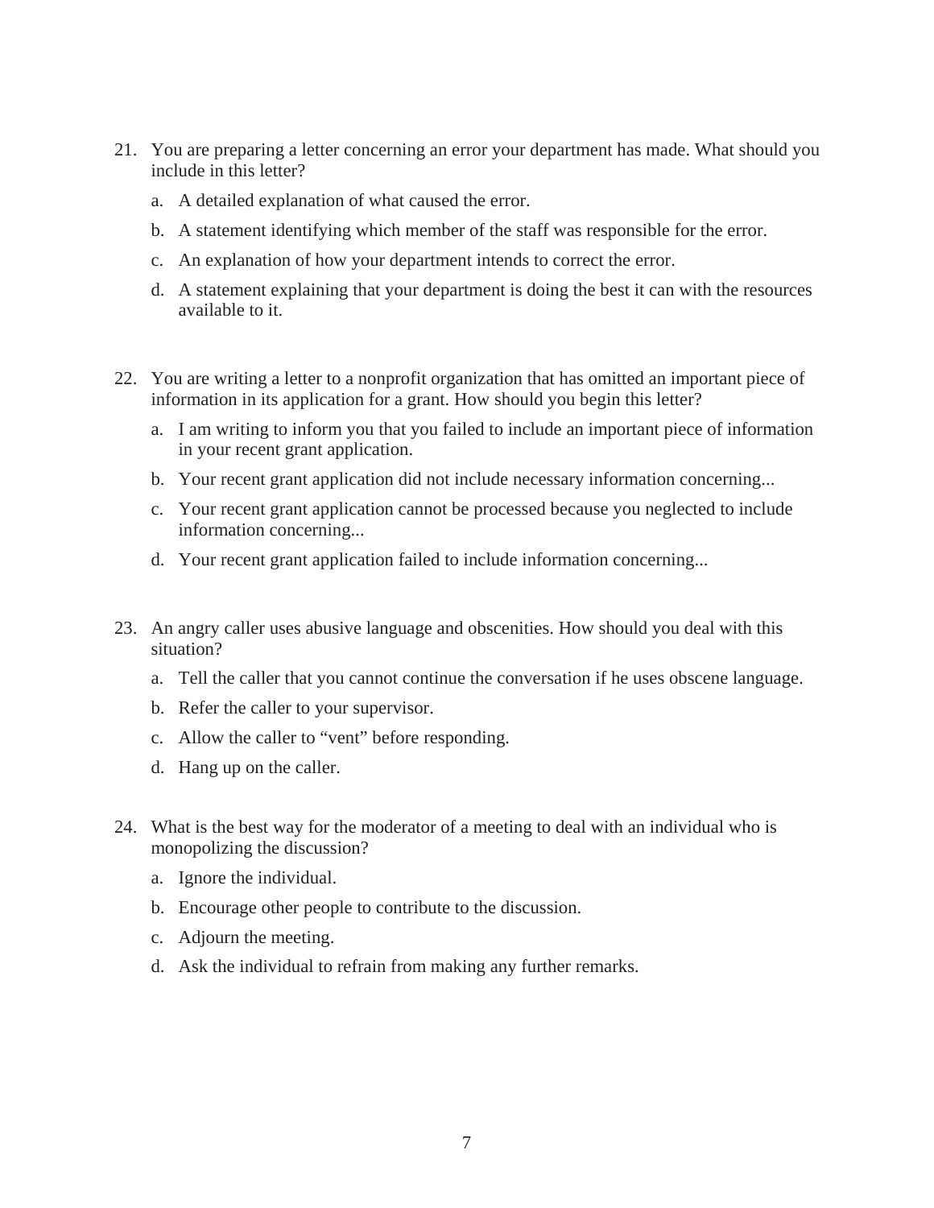21. You are preparing a letter concerning an error your department has made. What should you include in this letter?

    a. A detailed explanation of what caused the error.

    b. A statement identifying which member of the staff was responsible for the error.

    c. An explanation of how your department intends to correct the error.

    d. A statement explaining that your department is doing the best it can with the resources available to it.

22. You are writing a letter to a nonprofit organization that has omitted an important piece of information in its application for a grant. How should you begin this letter?

    a. I am writing to inform you that you failed to include an important piece of information in your recent grant application.

    b. Your recent grant application did not include necessary information concerning...

    c. Your recent grant application cannot be processed because you neglected to include information concerning...

    d. Your recent grant application failed to include information concerning...

23. An angry caller uses abusive language and obscenities. How should you deal with this situation?

    a. Tell the caller that you cannot continue the conversation if he uses obscene language.

    b. Refer the caller to your supervisor.

    c. Allow the caller to “vent” before responding.

    d. Hang up on the caller.

24. What is the best way for the moderator of a meeting to deal with an individual who is monopolizing the discussion?

    a. Ignore the individual.

    b. Encourage other people to contribute to the discussion.

    c. Adjourn the meeting.

    d. Ask the individual to refrain from making any further remarks.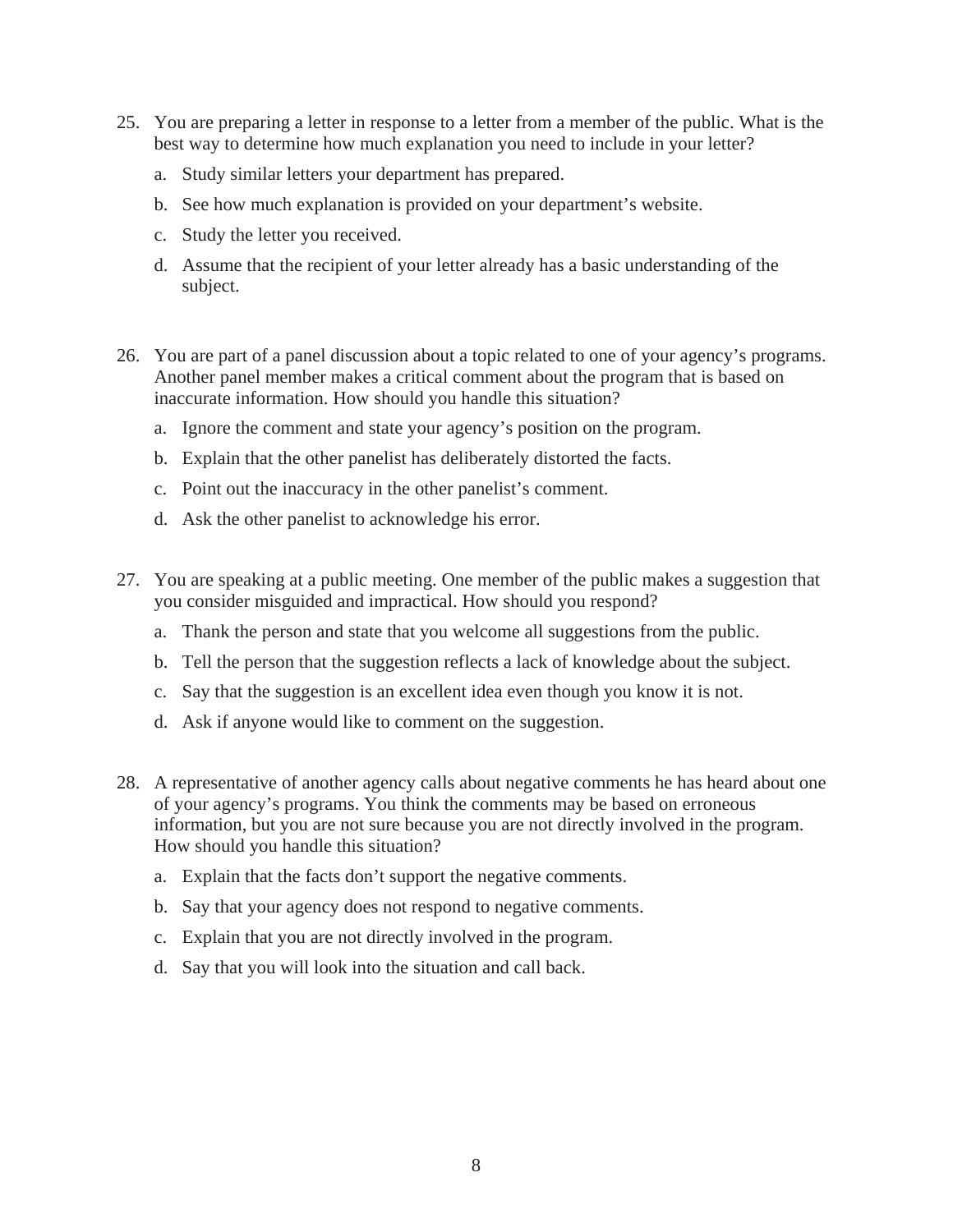25. You are preparing a letter in response to a letter from a member of the public. What is the best way to determine how much explanation you need to include in your letter?

    a. Study similar letters your department has prepared.

    b. See how much explanation is provided on your department's website.

    c. Study the letter you received.

    d. Assume that the recipient of your letter already has a basic understanding of the subject.

26. You are part of a panel discussion about a topic related to one of your agency's programs. Another panel member makes a critical comment about the program that is based on inaccurate information. How should you handle this situation?

    a. Ignore the comment and state your agency's position on the program.

    b. Explain that the other panelist has deliberately distorted the facts.

    c. Point out the inaccuracy in the other panelist's comment.

    d. Ask the other panelist to acknowledge his error.

27. You are speaking at a public meeting. One member of the public makes a suggestion that you consider misguided and impractical. How should you respond?

    a. Thank the person and state that you welcome all suggestions from the public.

    b. Tell the person that the suggestion reflects a lack of knowledge about the subject.

    c. Say that the suggestion is an excellent idea even though you know it is not.

    d. Ask if anyone would like to comment on the suggestion.

28. A representative of another agency calls about negative comments he has heard about one of your agency's programs. You think the comments may be based on erroneous information, but you are not sure because you are not directly involved in the program. How should you handle this situation?

    a. Explain that the facts don't support the negative comments.

    b. Say that your agency does not respond to negative comments.

    c. Explain that you are not directly involved in the program.

    d. Say that you will look into the situation and call back.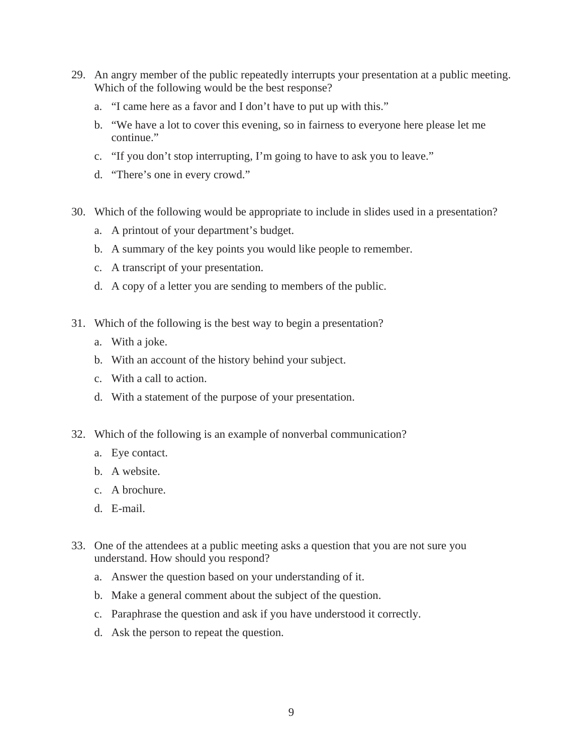29. An angry member of the public repeatedly interrupts your presentation at a public meeting. Which of the following would be the best response?

    a. "I came here as a favor and I don't have to put up with this."

    b. "We have a lot to cover this evening, so in fairness to everyone here please let me continue."

    c. "If you don't stop interrupting, I'm going to have to ask you to leave."

    d. "There's one in every crowd."

30. Which of the following would be appropriate to include in slides used in a presentation?

    a. A printout of your department's budget.

    b. A summary of the key points you would like people to remember.

    c. A transcript of your presentation.

    d. A copy of a letter you are sending to members of the public.

31. Which of the following is the best way to begin a presentation?

    a. With a joke.

    b. With an account of the history behind your subject.

    c. With a call to action.

    d. With a statement of the purpose of your presentation.

32. Which of the following is an example of nonverbal communication?

    a. Eye contact.

    b. A website.

    c. A brochure.

    d. E-mail.

33. One of the attendees at a public meeting asks a question that you are not sure you understand. How should you respond?

    a. Answer the question based on your understanding of it.

    b. Make a general comment about the subject of the question.

    c. Paraphrase the question and ask if you have understood it correctly.

    d. Ask the person to repeat the question.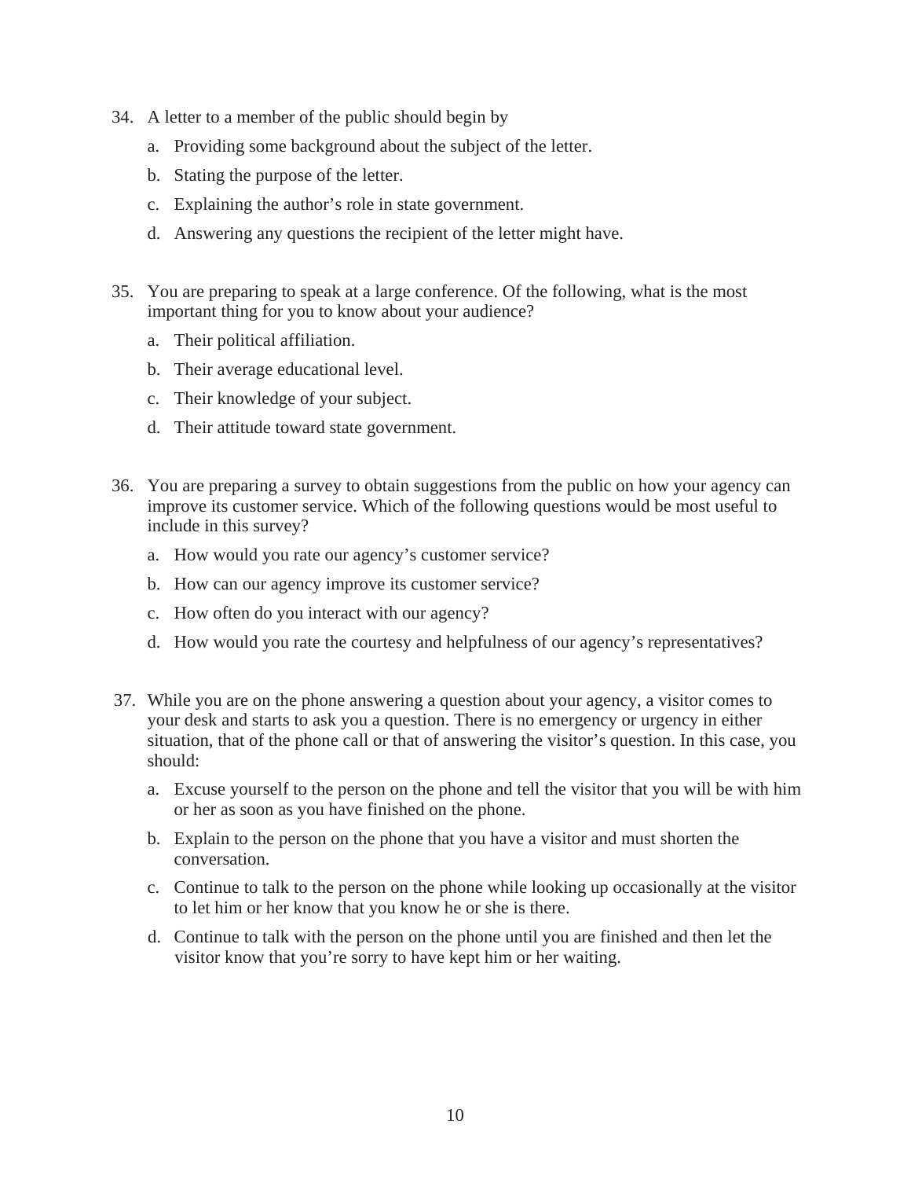34. A letter to a member of the public should begin by

    a. Providing some background about the subject of the letter.

    b. Stating the purpose of the letter.

    c. Explaining the author’s role in state government.

    d. Answering any questions the recipient of the letter might have.

35. You are preparing to speak at a large conference. Of the following, what is the most important thing for you to know about your audience?

    a. Their political affiliation.

    b. Their average educational level.

    c. Their knowledge of your subject.

    d. Their attitude toward state government.

36. You are preparing a survey to obtain suggestions from the public on how your agency can improve its customer service. Which of the following questions would be most useful to include in this survey?

    a. How would you rate our agency’s customer service?

    b. How can our agency improve its customer service?

    c. How often do you interact with our agency?

    d. How would you rate the courtesy and helpfulness of our agency’s representatives?

37. While you are on the phone answering a question about your agency, a visitor comes to your desk and starts to ask you a question. There is no emergency or urgency in either situation, that of the phone call or that of answering the visitor’s question. In this case, you should:

    a. Excuse yourself to the person on the phone and tell the visitor that you will be with him or her as soon as you have finished on the phone.

    b. Explain to the person on the phone that you have a visitor and must shorten the conversation.

    c. Continue to talk to the person on the phone while looking up occasionally at the visitor to let him or her know that you know he or she is there.

    d. Continue to talk with the person on the phone until you are finished and then let the visitor know that you’re sorry to have kept him or her waiting.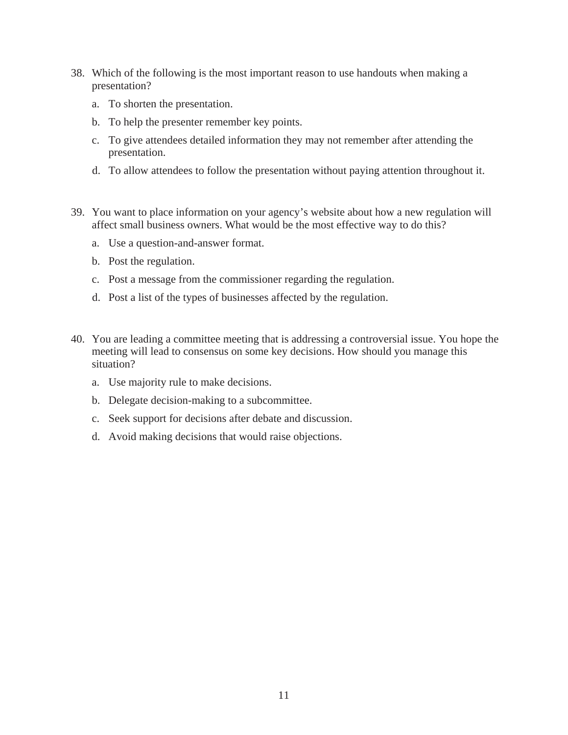38. Which of the following is the most important reason to use handouts when making a presentation?

    a. To shorten the presentation.

    b. To help the presenter remember key points.

    c. To give attendees detailed information they may not remember after attending the presentation.

    d. To allow attendees to follow the presentation without paying attention throughout it.

39. You want to place information on your agency's website about how a new regulation will affect small business owners. What would be the most effective way to do this?

    a. Use a question-and-answer format.

    b. Post the regulation.

    c. Post a message from the commissioner regarding the regulation.

    d. Post a list of the types of businesses affected by the regulation.

40. You are leading a committee meeting that is addressing a controversial issue. You hope the meeting will lead to consensus on some key decisions. How should you manage this situation?

    a. Use majority rule to make decisions.

    b. Delegate decision-making to a subcommittee.

    c. Seek support for decisions after debate and discussion.

    d. Avoid making decisions that would raise objections.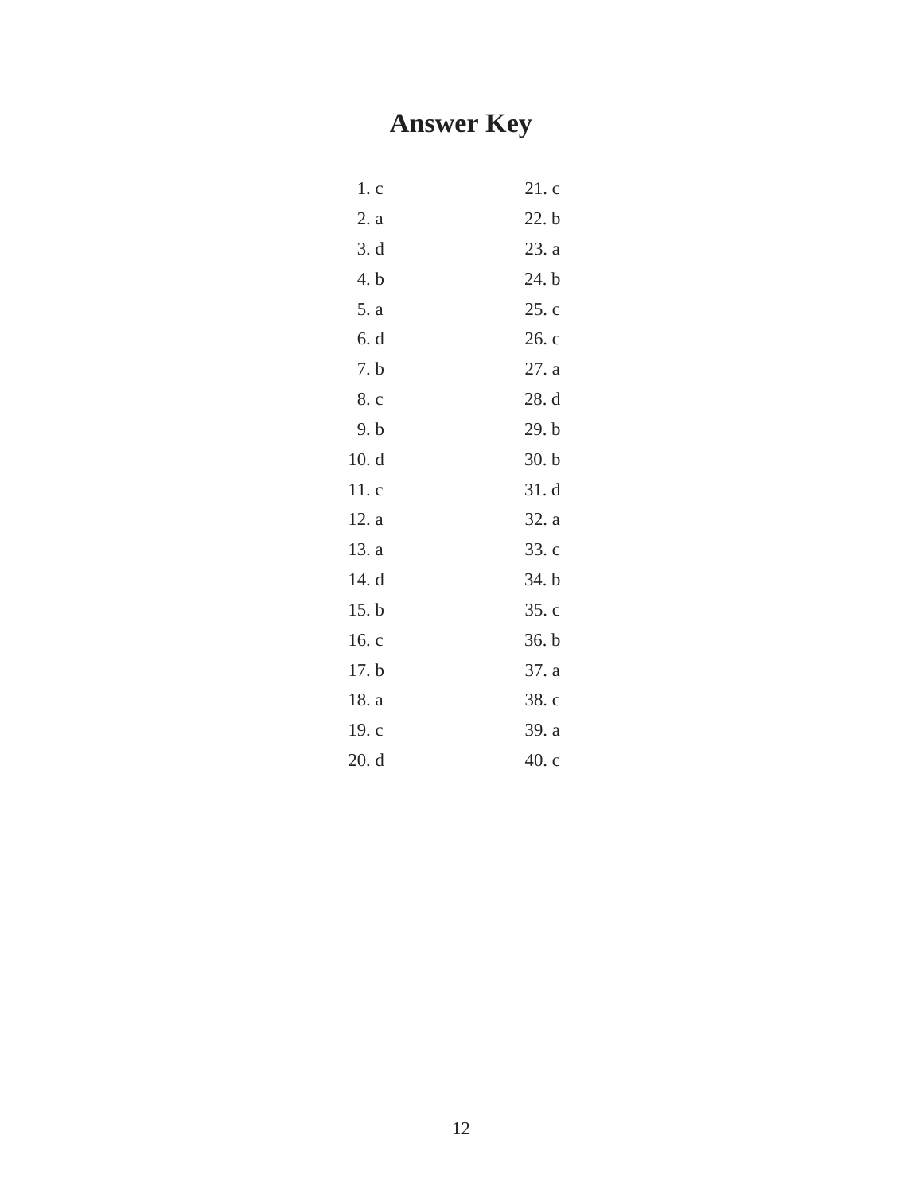# Answer Key

1. c
2. a
3. d
4. b
5. a
6. d
7. b
8. c
9. b
10. d
11. c
12. a
13. a
14. d
15. b
16. c
17. b
18. a
19. c
20. d
21. c
22. b
23. a
24. b
25. c
26. c
27. a
28. d
29. b
30. b
31. d
32. a
33. c
34. b
35. c
36. b
37. a
38. c
39. a
40. c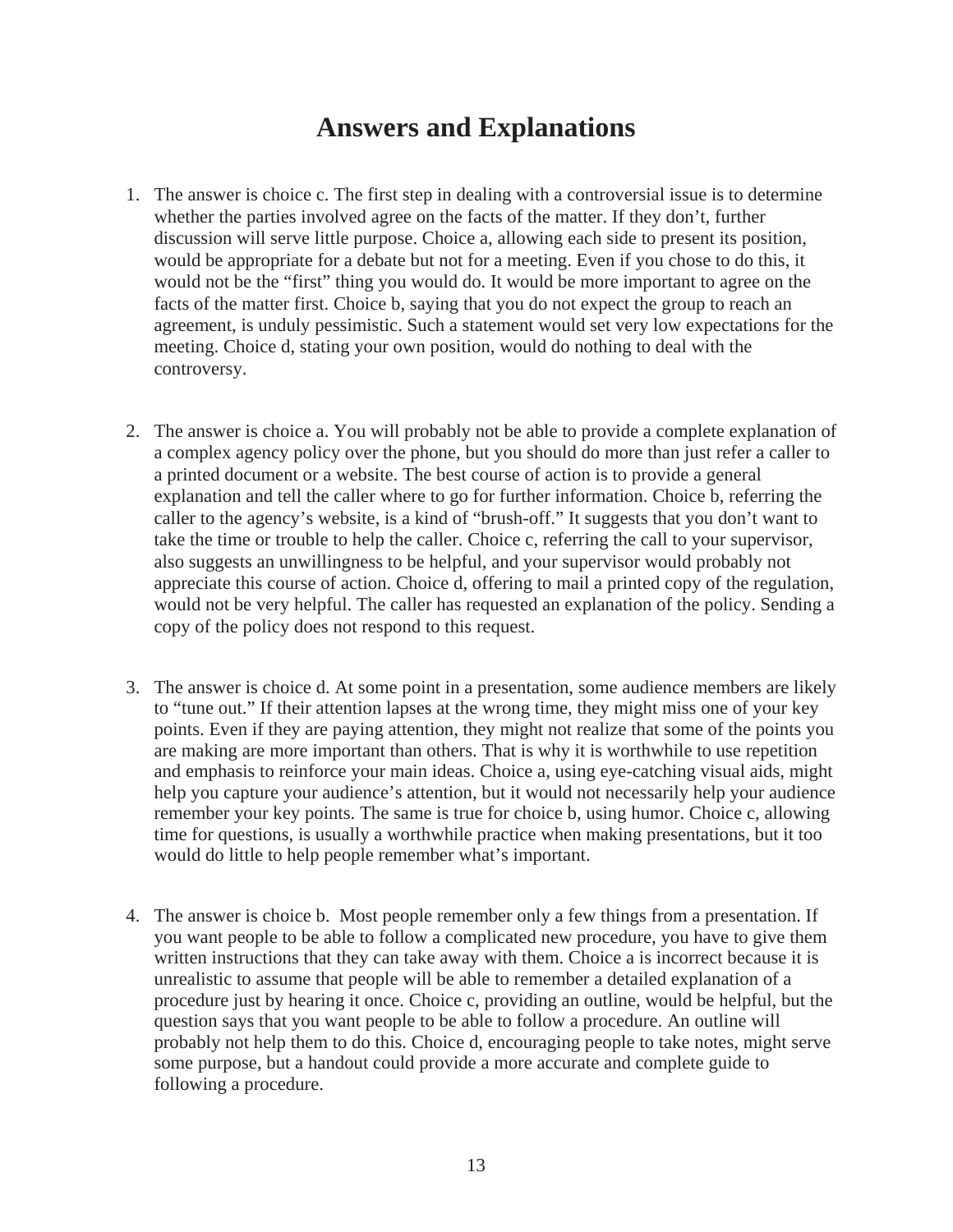# Answers and Explanations

1. The answer is choice c. The first step in dealing with a controversial issue is to determine whether the parties involved agree on the facts of the matter. If they don't, further discussion will serve little purpose. Choice a, allowing each side to present its position, would be appropriate for a debate but not for a meeting. Even if you chose to do this, it would not be the "first" thing you would do. It would be more important to agree on the facts of the matter first. Choice b, saying that you do not expect the group to reach an agreement, is unduly pessimistic. Such a statement would set very low expectations for the meeting. Choice d, stating your own position, would do nothing to deal with the controversy.

2. The answer is choice a. You will probably not be able to provide a complete explanation of a complex agency policy over the phone, but you should do more than just refer a caller to a printed document or a website. The best course of action is to provide a general explanation and tell the caller where to go for further information. Choice b, referring the caller to the agency's website, is a kind of "brush-off." It suggests that you don't want to take the time or trouble to help the caller. Choice c, referring the call to your supervisor, also suggests an unwillingness to be helpful, and your supervisor would probably not appreciate this course of action. Choice d, offering to mail a printed copy of the regulation, would not be very helpful. The caller has requested an explanation of the policy. Sending a copy of the policy does not respond to this request.

3. The answer is choice d. At some point in a presentation, some audience members are likely to "tune out." If their attention lapses at the wrong time, they might miss one of your key points. Even if they are paying attention, they might not realize that some of the points you are making are more important than others. That is why it is worthwhile to use repetition and emphasis to reinforce your main ideas. Choice a, using eye-catching visual aids, might help you capture your audience's attention, but it would not necessarily help your audience remember your key points. The same is true for choice b, using humor. Choice c, allowing time for questions, is usually a worthwhile practice when making presentations, but it too would do little to help people remember what's important.

4. The answer is choice b. Most people remember only a few things from a presentation. If you want people to be able to follow a complicated new procedure, you have to give them written instructions that they can take away with them. Choice a is incorrect because it is unrealistic to assume that people will be able to remember a detailed explanation of a procedure just by hearing it once. Choice c, providing an outline, would be helpful, but the question says that you want people to be able to follow a procedure. An outline will probably not help them to do this. Choice d, encouraging people to take notes, might serve some purpose, but a handout could provide a more accurate and complete guide to following a procedure.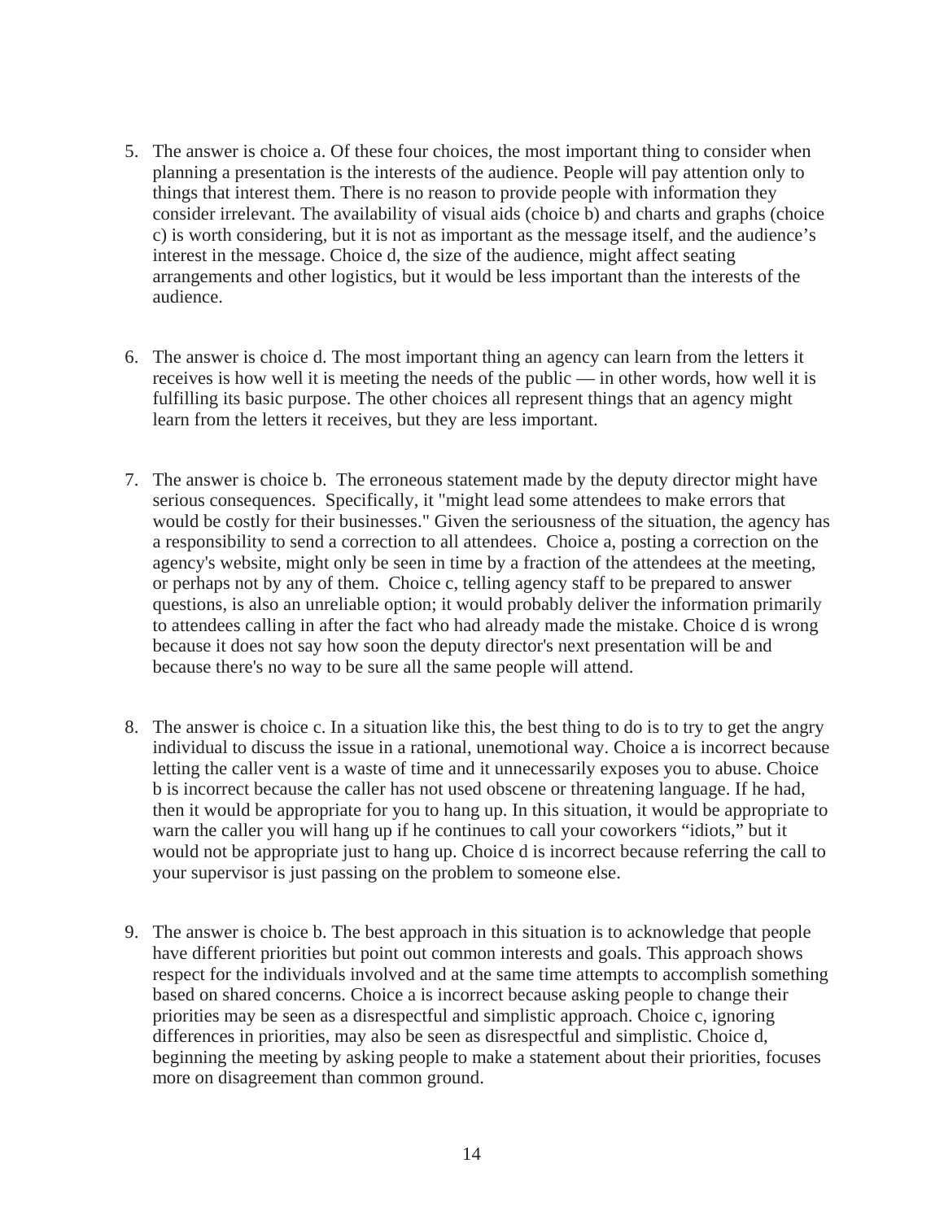5. The answer is choice a. Of these four choices, the most important thing to consider when planning a presentation is the interests of the audience. People will pay attention only to things that interest them. There is no reason to provide people with information they consider irrelevant. The availability of visual aids (choice b) and charts and graphs (choice c) is worth considering, but it is not as important as the message itself, and the audience's interest in the message. Choice d, the size of the audience, might affect seating arrangements and other logistics, but it would be less important than the interests of the audience.

6. The answer is choice d. The most important thing an agency can learn from the letters it receives is how well it is meeting the needs of the public — in other words, how well it is fulfilling its basic purpose. The other choices all represent things that an agency might learn from the letters it receives, but they are less important.

7. The answer is choice b. The erroneous statement made by the deputy director might have serious consequences. Specifically, it "might lead some attendees to make errors that would be costly for their businesses." Given the seriousness of the situation, the agency has a responsibility to send a correction to all attendees. Choice a, posting a correction on the agency's website, might only be seen in time by a fraction of the attendees at the meeting, or perhaps not by any of them. Choice c, telling agency staff to be prepared to answer questions, is also an unreliable option; it would probably deliver the information primarily to attendees calling in after the fact who had already made the mistake. Choice d is wrong because it does not say how soon the deputy director's next presentation will be and because there's no way to be sure all the same people will attend.

8. The answer is choice c. In a situation like this, the best thing to do is to try to get the angry individual to discuss the issue in a rational, unemotional way. Choice a is incorrect because letting the caller vent is a waste of time and it unnecessarily exposes you to abuse. Choice b is incorrect because the caller has not used obscene or threatening language. If he had, then it would be appropriate for you to hang up. In this situation, it would be appropriate to warn the caller you will hang up if he continues to call your coworkers "idiots," but it would not be appropriate just to hang up. Choice d is incorrect because referring the call to your supervisor is just passing on the problem to someone else.

9. The answer is choice b. The best approach in this situation is to acknowledge that people have different priorities but point out common interests and goals. This approach shows respect for the individuals involved and at the same time attempts to accomplish something based on shared concerns. Choice a is incorrect because asking people to change their priorities may be seen as a disrespectful and simplistic approach. Choice c, ignoring differences in priorities, may also be seen as disrespectful and simplistic. Choice d, beginning the meeting by asking people to make a statement about their priorities, focuses more on disagreement than common ground.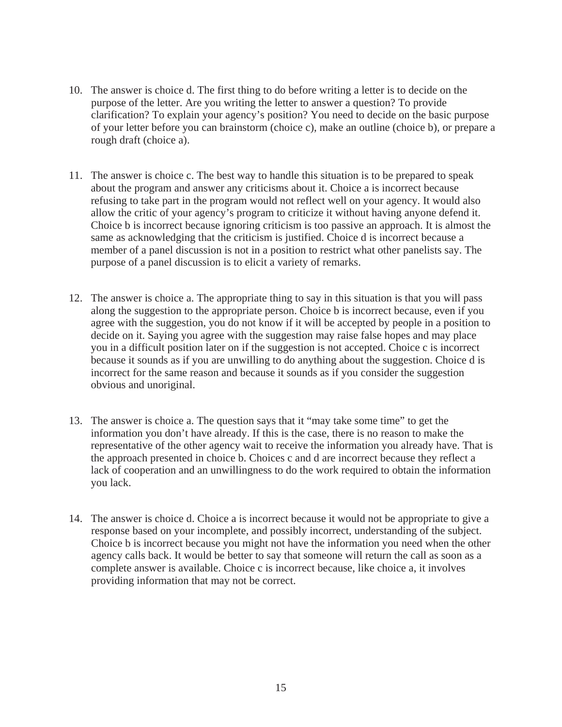10. The answer is choice d. The first thing to do before writing a letter is to decide on the purpose of the letter. Are you writing the letter to answer a question? To provide clarification? To explain your agency's position? You need to decide on the basic purpose of your letter before you can brainstorm (choice c), make an outline (choice b), or prepare a rough draft (choice a).

11. The answer is choice c. The best way to handle this situation is to be prepared to speak about the program and answer any criticisms about it. Choice a is incorrect because refusing to take part in the program would not reflect well on your agency. It would also allow the critic of your agency's program to criticize it without having anyone defend it. Choice b is incorrect because ignoring criticism is too passive an approach. It is almost the same as acknowledging that the criticism is justified. Choice d is incorrect because a member of a panel discussion is not in a position to restrict what other panelists say. The purpose of a panel discussion is to elicit a variety of remarks.

12. The answer is choice a. The appropriate thing to say in this situation is that you will pass along the suggestion to the appropriate person. Choice b is incorrect because, even if you agree with the suggestion, you do not know if it will be accepted by people in a position to decide on it. Saying you agree with the suggestion may raise false hopes and may place you in a difficult position later on if the suggestion is not accepted. Choice c is incorrect because it sounds as if you are unwilling to do anything about the suggestion. Choice d is incorrect for the same reason and because it sounds as if you consider the suggestion obvious and unoriginal.

13. The answer is choice a. The question says that it "may take some time" to get the information you don't have already. If this is the case, there is no reason to make the representative of the other agency wait to receive the information you already have. That is the approach presented in choice b. Choices c and d are incorrect because they reflect a lack of cooperation and an unwillingness to do the work required to obtain the information you lack.

14. The answer is choice d. Choice a is incorrect because it would not be appropriate to give a response based on your incomplete, and possibly incorrect, understanding of the subject. Choice b is incorrect because you might not have the information you need when the other agency calls back. It would be better to say that someone will return the call as soon as a complete answer is available. Choice c is incorrect because, like choice a, it involves providing information that may not be correct.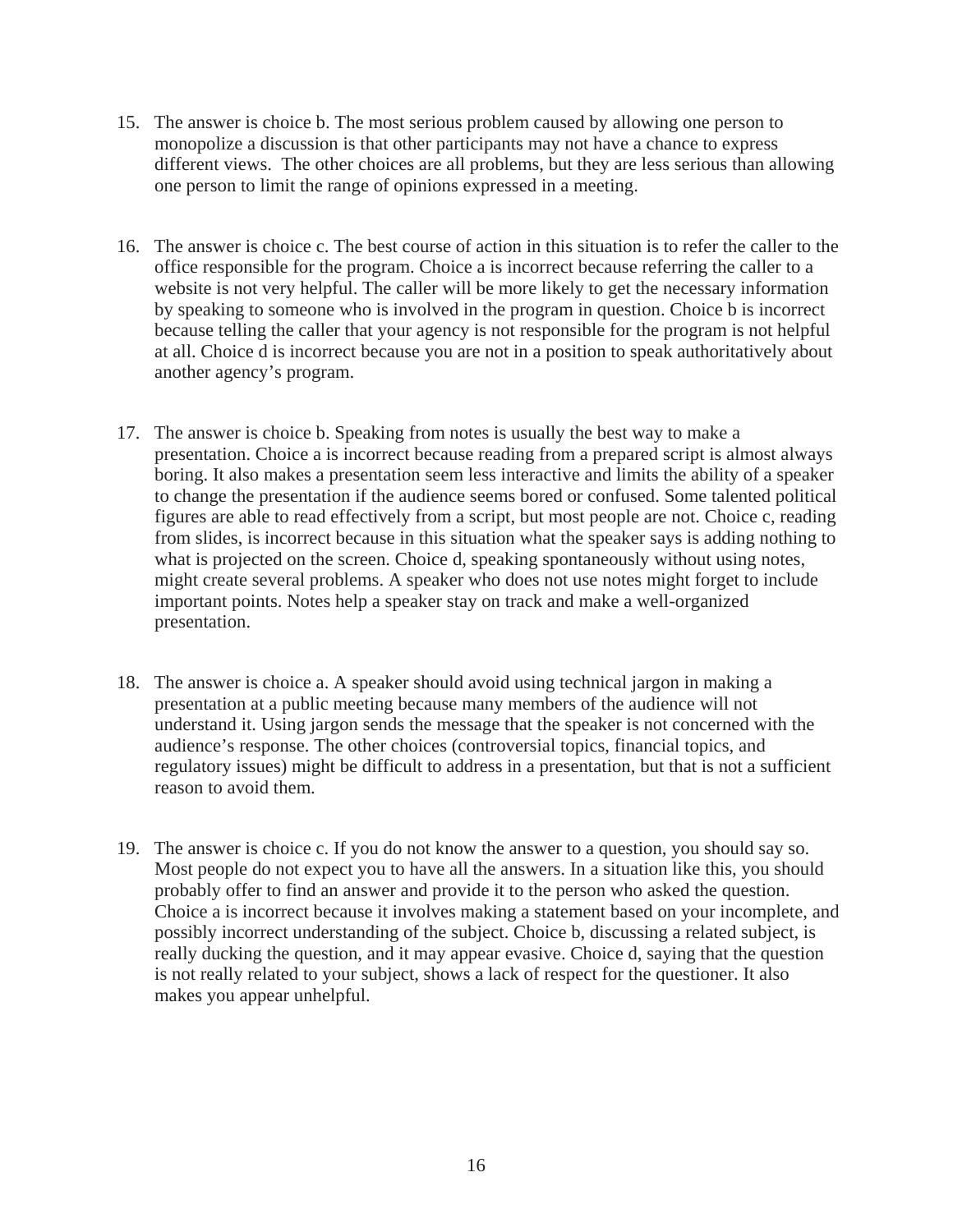15. The answer is choice b. The most serious problem caused by allowing one person to monopolize a discussion is that other participants may not have a chance to express different views. The other choices are all problems, but they are less serious than allowing one person to limit the range of opinions expressed in a meeting.

16. The answer is choice c. The best course of action in this situation is to refer the caller to the office responsible for the program. Choice a is incorrect because referring the caller to a website is not very helpful. The caller will be more likely to get the necessary information by speaking to someone who is involved in the program in question. Choice b is incorrect because telling the caller that your agency is not responsible for the program is not helpful at all. Choice d is incorrect because you are not in a position to speak authoritatively about another agency's program.

17. The answer is choice b. Speaking from notes is usually the best way to make a presentation. Choice a is incorrect because reading from a prepared script is almost always boring. It also makes a presentation seem less interactive and limits the ability of a speaker to change the presentation if the audience seems bored or confused. Some talented political figures are able to read effectively from a script, but most people are not. Choice c, reading from slides, is incorrect because in this situation what the speaker says is adding nothing to what is projected on the screen. Choice d, speaking spontaneously without using notes, might create several problems. A speaker who does not use notes might forget to include important points. Notes help a speaker stay on track and make a well-organized presentation.

18. The answer is choice a. A speaker should avoid using technical jargon in making a presentation at a public meeting because many members of the audience will not understand it. Using jargon sends the message that the speaker is not concerned with the audience's response. The other choices (controversial topics, financial topics, and regulatory issues) might be difficult to address in a presentation, but that is not a sufficient reason to avoid them.

19. The answer is choice c. If you do not know the answer to a question, you should say so. Most people do not expect you to have all the answers. In a situation like this, you should probably offer to find an answer and provide it to the person who asked the question. Choice a is incorrect because it involves making a statement based on your incomplete, and possibly incorrect understanding of the subject. Choice b, discussing a related subject, is really ducking the question, and it may appear evasive. Choice d, saying that the question is not really related to your subject, shows a lack of respect for the questioner. It also makes you appear unhelpful.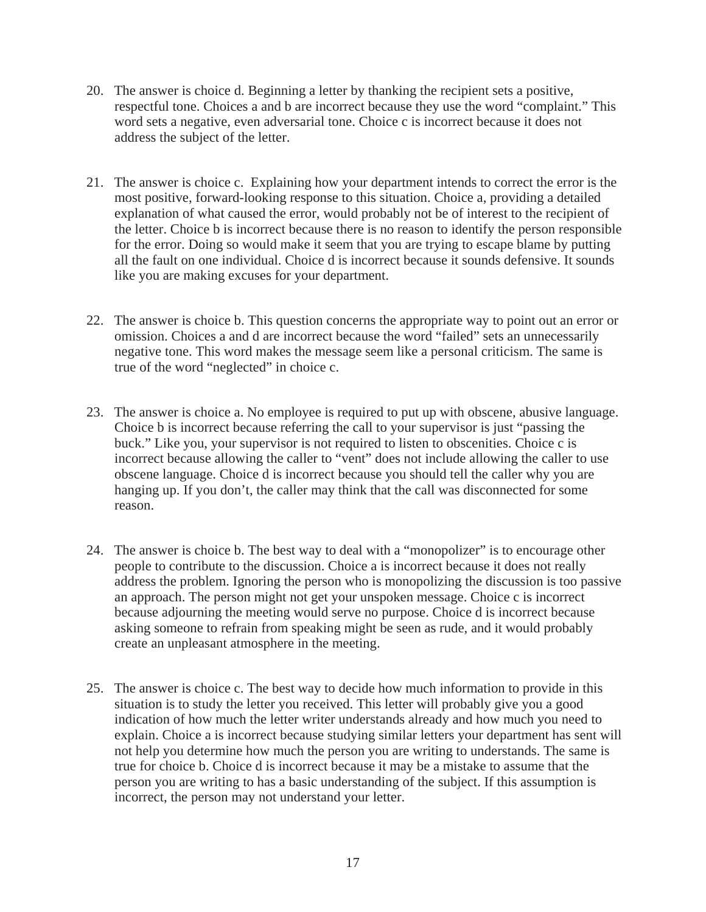20. The answer is choice d. Beginning a letter by thanking the recipient sets a positive, respectful tone. Choices a and b are incorrect because they use the word "complaint." This word sets a negative, even adversarial tone. Choice c is incorrect because it does not address the subject of the letter.

21. The answer is choice c. Explaining how your department intends to correct the error is the most positive, forward-looking response to this situation. Choice a, providing a detailed explanation of what caused the error, would probably not be of interest to the recipient of the letter. Choice b is incorrect because there is no reason to identify the person responsible for the error. Doing so would make it seem that you are trying to escape blame by putting all the fault on one individual. Choice d is incorrect because it sounds defensive. It sounds like you are making excuses for your department.

22. The answer is choice b. This question concerns the appropriate way to point out an error or omission. Choices a and d are incorrect because the word "failed" sets an unnecessarily negative tone. This word makes the message seem like a personal criticism. The same is true of the word "neglected" in choice c.

23. The answer is choice a. No employee is required to put up with obscene, abusive language. Choice b is incorrect because referring the call to your supervisor is just "passing the buck." Like you, your supervisor is not required to listen to obscenities. Choice c is incorrect because allowing the caller to "vent" does not include allowing the caller to use obscene language. Choice d is incorrect because you should tell the caller why you are hanging up. If you don't, the caller may think that the call was disconnected for some reason.

24. The answer is choice b. The best way to deal with a "monopolizer" is to encourage other people to contribute to the discussion. Choice a is incorrect because it does not really address the problem. Ignoring the person who is monopolizing the discussion is too passive an approach. The person might not get your unspoken message. Choice c is incorrect because adjourning the meeting would serve no purpose. Choice d is incorrect because asking someone to refrain from speaking might be seen as rude, and it would probably create an unpleasant atmosphere in the meeting.

25. The answer is choice c. The best way to decide how much information to provide in this situation is to study the letter you received. This letter will probably give you a good indication of how much the letter writer understands already and how much you need to explain. Choice a is incorrect because studying similar letters your department has sent will not help you determine how much the person you are writing to understands. The same is true for choice b. Choice d is incorrect because it may be a mistake to assume that the person you are writing to has a basic understanding of the subject. If this assumption is incorrect, the person may not understand your letter.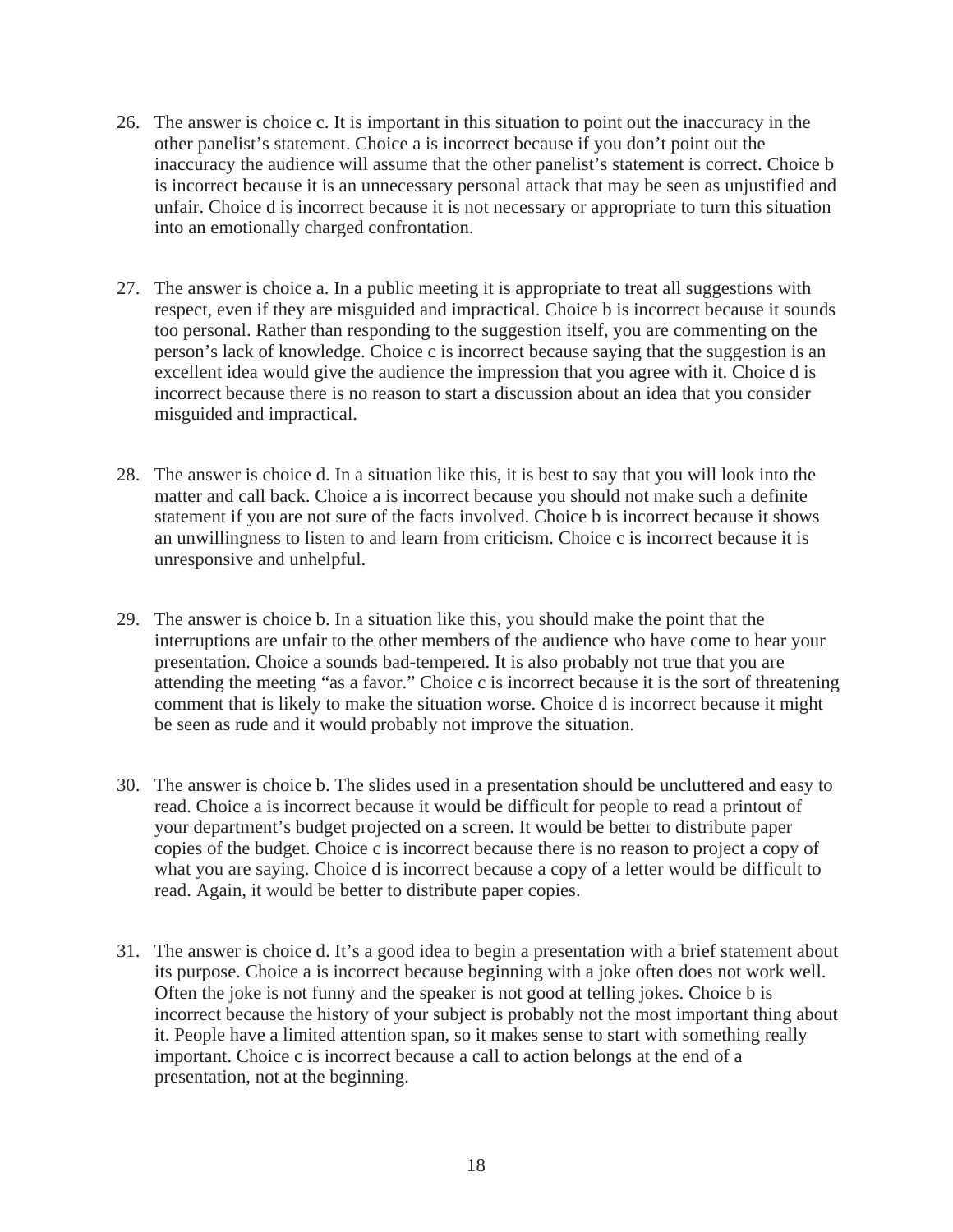26. The answer is choice c. It is important in this situation to point out the inaccuracy in the other panelist's statement. Choice a is incorrect because if you don't point out the inaccuracy the audience will assume that the other panelist's statement is correct. Choice b is incorrect because it is an unnecessary personal attack that may be seen as unjustified and unfair. Choice d is incorrect because it is not necessary or appropriate to turn this situation into an emotionally charged confrontation.

27. The answer is choice a. In a public meeting it is appropriate to treat all suggestions with respect, even if they are misguided and impractical. Choice b is incorrect because it sounds too personal. Rather than responding to the suggestion itself, you are commenting on the person's lack of knowledge. Choice c is incorrect because saying that the suggestion is an excellent idea would give the audience the impression that you agree with it. Choice d is incorrect because there is no reason to start a discussion about an idea that you consider misguided and impractical.

28. The answer is choice d. In a situation like this, it is best to say that you will look into the matter and call back. Choice a is incorrect because you should not make such a definite statement if you are not sure of the facts involved. Choice b is incorrect because it shows an unwillingness to listen to and learn from criticism. Choice c is incorrect because it is unresponsive and unhelpful.

29. The answer is choice b. In a situation like this, you should make the point that the interruptions are unfair to the other members of the audience who have come to hear your presentation. Choice a sounds bad-tempered. It is also probably not true that you are attending the meeting "as a favor." Choice c is incorrect because it is the sort of threatening comment that is likely to make the situation worse. Choice d is incorrect because it might be seen as rude and it would probably not improve the situation.

30. The answer is choice b. The slides used in a presentation should be uncluttered and easy to read. Choice a is incorrect because it would be difficult for people to read a printout of your department's budget projected on a screen. It would be better to distribute paper copies of the budget. Choice c is incorrect because there is no reason to project a copy of what you are saying. Choice d is incorrect because a copy of a letter would be difficult to read. Again, it would be better to distribute paper copies.

31. The answer is choice d. It's a good idea to begin a presentation with a brief statement about its purpose. Choice a is incorrect because beginning with a joke often does not work well. Often the joke is not funny and the speaker is not good at telling jokes. Choice b is incorrect because the history of your subject is probably not the most important thing about it. People have a limited attention span, so it makes sense to start with something really important. Choice c is incorrect because a call to action belongs at the end of a presentation, not at the beginning.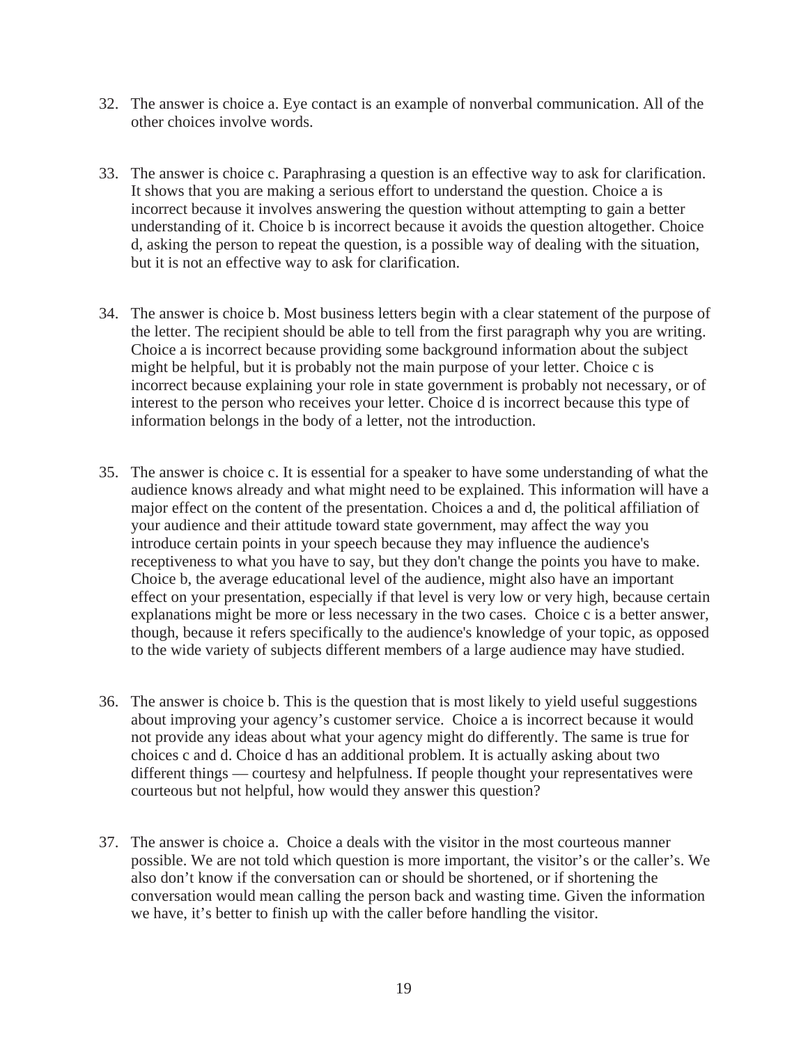32. The answer is choice a. Eye contact is an example of nonverbal communication. All of the other choices involve words.

33. The answer is choice c. Paraphrasing a question is an effective way to ask for clarification. It shows that you are making a serious effort to understand the question. Choice a is incorrect because it involves answering the question without attempting to gain a better understanding of it. Choice b is incorrect because it avoids the question altogether. Choice d, asking the person to repeat the question, is a possible way of dealing with the situation, but it is not an effective way to ask for clarification.

34. The answer is choice b. Most business letters begin with a clear statement of the purpose of the letter. The recipient should be able to tell from the first paragraph why you are writing. Choice a is incorrect because providing some background information about the subject might be helpful, but it is probably not the main purpose of your letter. Choice c is incorrect because explaining your role in state government is probably not necessary, or of interest to the person who receives your letter. Choice d is incorrect because this type of information belongs in the body of a letter, not the introduction.

35. The answer is choice c. It is essential for a speaker to have some understanding of what the audience knows already and what might need to be explained. This information will have a major effect on the content of the presentation. Choices a and d, the political affiliation of your audience and their attitude toward state government, may affect the way you introduce certain points in your speech because they may influence the audience's receptiveness to what you have to say, but they don't change the points you have to make. Choice b, the average educational level of the audience, might also have an important effect on your presentation, especially if that level is very low or very high, because certain explanations might be more or less necessary in the two cases. Choice c is a better answer, though, because it refers specifically to the audience's knowledge of your topic, as opposed to the wide variety of subjects different members of a large audience may have studied.

36. The answer is choice b. This is the question that is most likely to yield useful suggestions about improving your agency's customer service. Choice a is incorrect because it would not provide any ideas about what your agency might do differently. The same is true for choices c and d. Choice d has an additional problem. It is actually asking about two different things — courtesy and helpfulness. If people thought your representatives were courteous but not helpful, how would they answer this question?

37. The answer is choice a. Choice a deals with the visitor in the most courteous manner possible. We are not told which question is more important, the visitor's or the caller's. We also don't know if the conversation can or should be shortened, or if shortening the conversation would mean calling the person back and wasting time. Given the information we have, it's better to finish up with the caller before handling the visitor.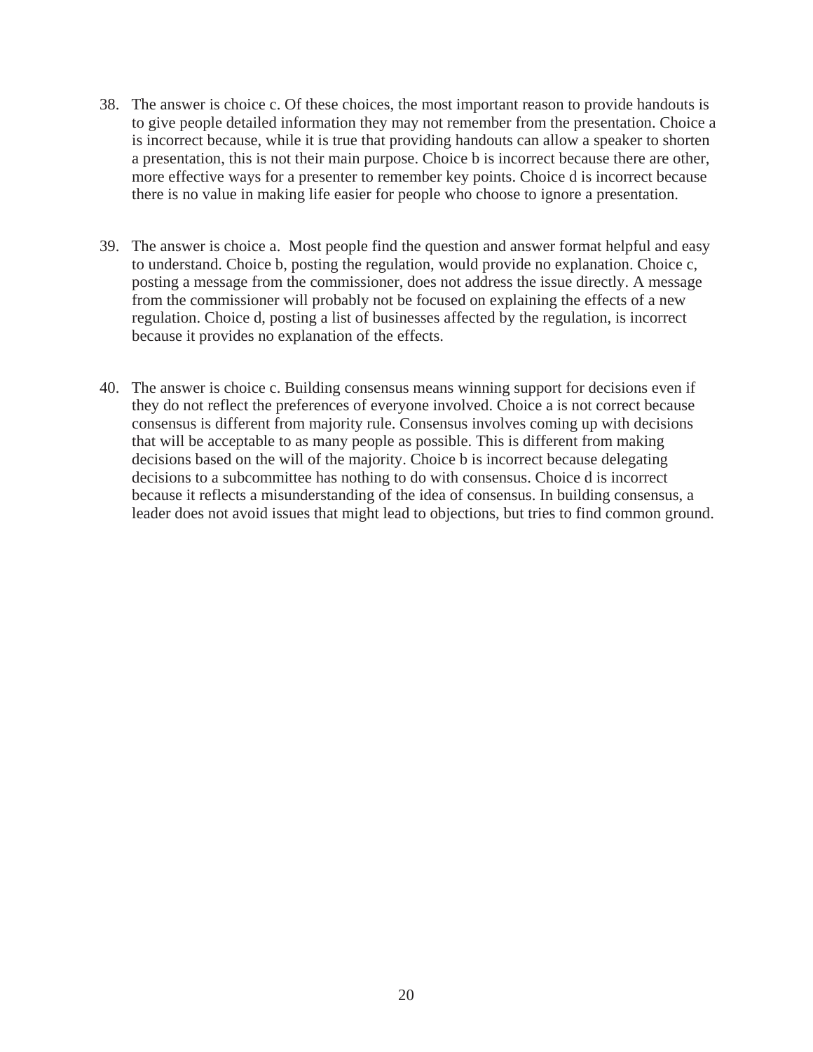38. The answer is choice c. Of these choices, the most important reason to provide handouts is to give people detailed information they may not remember from the presentation. Choice a is incorrect because, while it is true that providing handouts can allow a speaker to shorten a presentation, this is not their main purpose. Choice b is incorrect because there are other, more effective ways for a presenter to remember key points. Choice d is incorrect because there is no value in making life easier for people who choose to ignore a presentation.

39. The answer is choice a. Most people find the question and answer format helpful and easy to understand. Choice b, posting the regulation, would provide no explanation. Choice c, posting a message from the commissioner, does not address the issue directly. A message from the commissioner will probably not be focused on explaining the effects of a new regulation. Choice d, posting a list of businesses affected by the regulation, is incorrect because it provides no explanation of the effects.

40. The answer is choice c. Building consensus means winning support for decisions even if they do not reflect the preferences of everyone involved. Choice a is not correct because consensus is different from majority rule. Consensus involves coming up with decisions that will be acceptable to as many people as possible. This is different from making decisions based on the will of the majority. Choice b is incorrect because delegating decisions to a subcommittee has nothing to do with consensus. Choice d is incorrect because it reflects a misunderstanding of the idea of consensus. In building consensus, a leader does not avoid issues that might lead to objections, but tries to find common ground.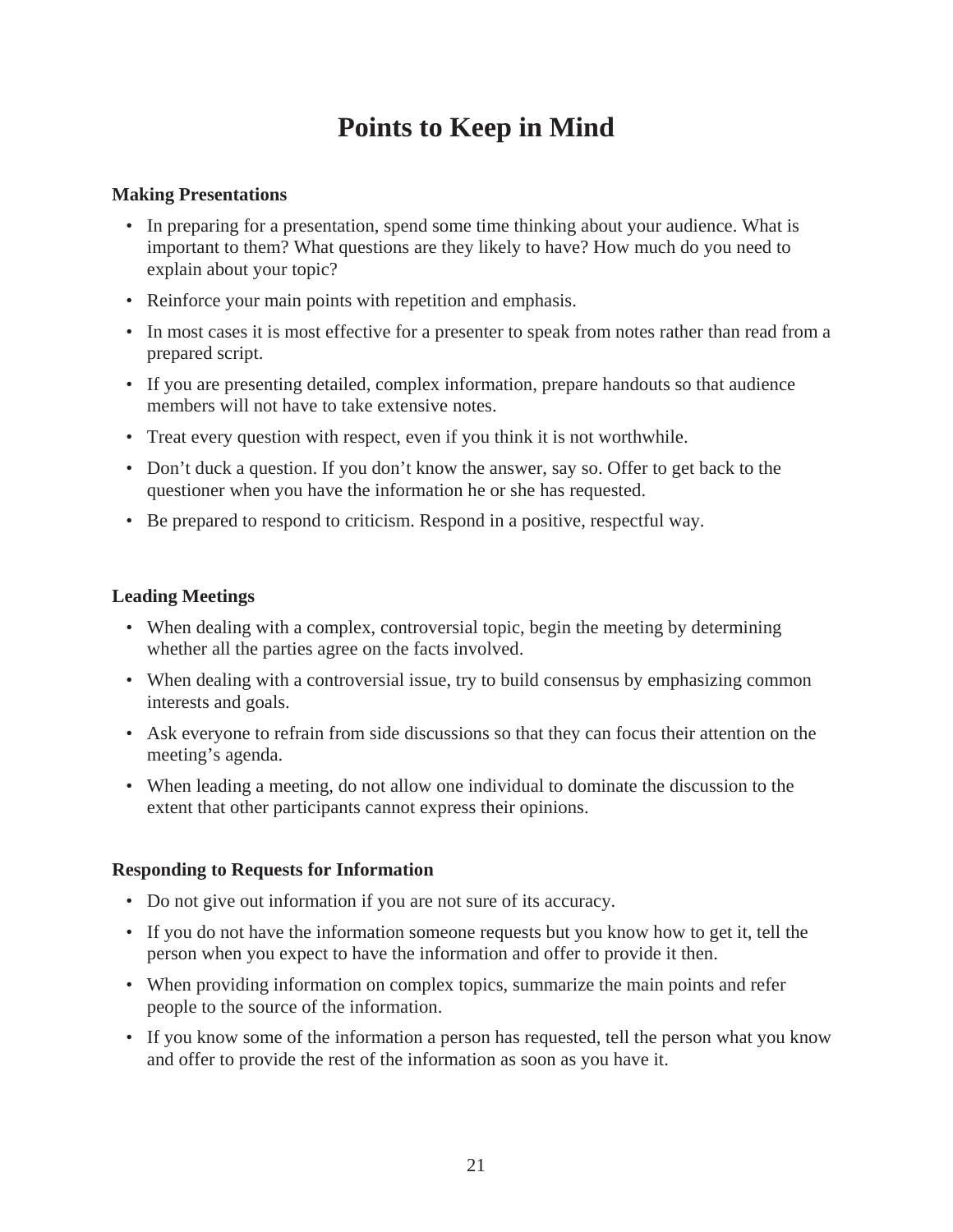# Points to Keep in Mind

**Making Presentations**

- In preparing for a presentation, spend some time thinking about your audience. What is important to them? What questions are they likely to have? How much do you need to explain about your topic?
- Reinforce your main points with repetition and emphasis.
- In most cases it is most effective for a presenter to speak from notes rather than read from a prepared script.
- If you are presenting detailed, complex information, prepare handouts so that audience members will not have to take extensive notes.
- Treat every question with respect, even if you think it is not worthwhile.
- Don't duck a question. If you don't know the answer, say so. Offer to get back to the questioner when you have the information he or she has requested.
- Be prepared to respond to criticism. Respond in a positive, respectful way.

**Leading Meetings**

- When dealing with a complex, controversial topic, begin the meeting by determining whether all the parties agree on the facts involved.
- When dealing with a controversial issue, try to build consensus by emphasizing common interests and goals.
- Ask everyone to refrain from side discussions so that they can focus their attention on the meeting's agenda.
- When leading a meeting, do not allow one individual to dominate the discussion to the extent that other participants cannot express their opinions.

**Responding to Requests for Information**

- Do not give out information if you are not sure of its accuracy.
- If you do not have the information someone requests but you know how to get it, tell the person when you expect to have the information and offer to provide it then.
- When providing information on complex topics, summarize the main points and refer people to the source of the information.
- If you know some of the information a person has requested, tell the person what you know and offer to provide the rest of the information as soon as you have it.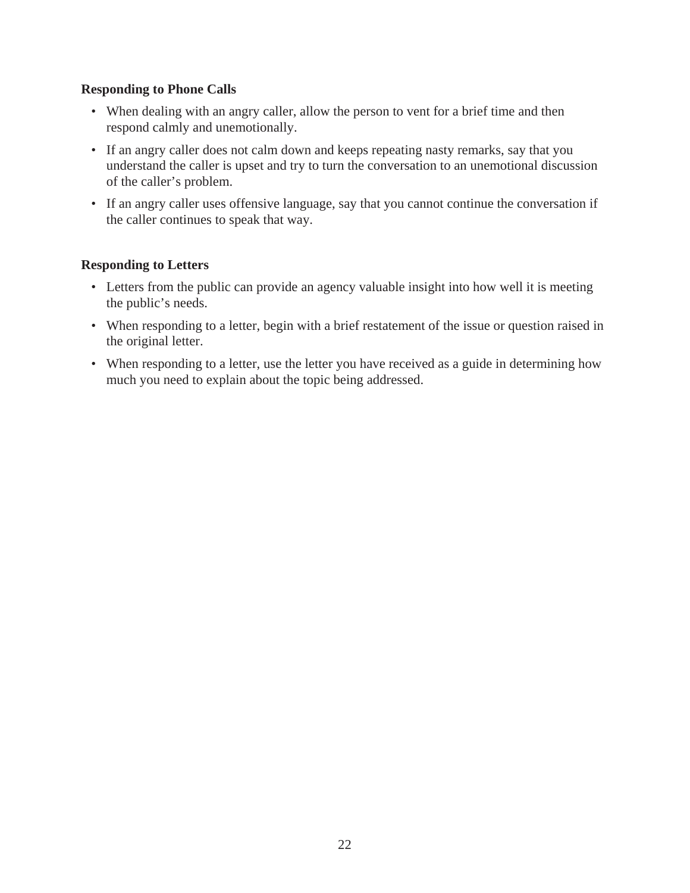**Responding to Phone Calls**

- When dealing with an angry caller, allow the person to vent for a brief time and then respond calmly and unemotionally.
- If an angry caller does not calm down and keeps repeating nasty remarks, say that you understand the caller is upset and try to turn the conversation to an unemotional discussion of the caller's problem.
- If an angry caller uses offensive language, say that you cannot continue the conversation if the caller continues to speak that way.

**Responding to Letters**

- Letters from the public can provide an agency valuable insight into how well it is meeting the public's needs.
- When responding to a letter, begin with a brief restatement of the issue or question raised in the original letter.
- When responding to a letter, use the letter you have received as a guide in determining how much you need to explain about the topic being addressed.